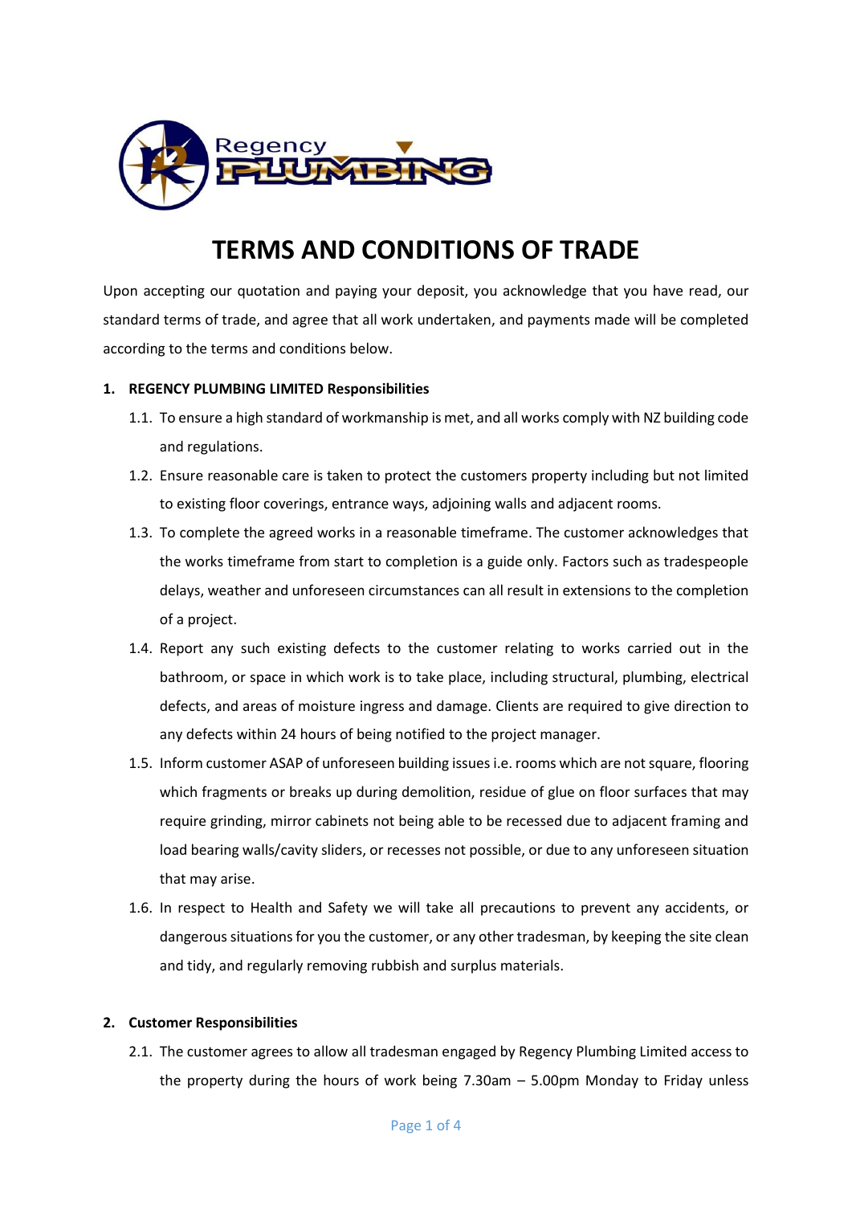# TERMS AND CONDITIONS OF TRADE

Upon accepting our quotation and paying your deposit, you acknowledge that you have read, our standard terms of trade, and agree that all work undertaken, and payments made will be completed according to the terms and conditions below.

1. **REGENCY PLUMBING LIMITED Responsibilities**
   - 1.1. To ensure a high standard of workmanship is met, and all works comply with NZ building code and regulations.
   - 1.2. Ensure reasonable care is taken to protect the customers property including but not limited to existing floor coverings, entrance ways, adjoining walls and adjacent rooms.
   - 1.3. To complete the agreed works in a reasonable timeframe. The customer acknowledges that the works timeframe from start to completion is a guide only. Factors such as tradespeople delays, weather and unforeseen circumstances can all result in extensions to the completion of a project.
   - 1.4. Report any such existing defects to the customer relating to works carried out in the bathroom, or space in which work is to take place, including structural, plumbing, electrical defects, and areas of moisture ingress and damage. Clients are required to give direction to any defects within 24 hours of being notified to the project manager.
   - 1.5. Inform customer ASAP of unforeseen building issues i.e. rooms which are not square, flooring which fragments or breaks up during demolition, residue of glue on floor surfaces that may require grinding, mirror cabinets not being able to be recessed due to adjacent framing and load bearing walls/cavity sliders, or recesses not possible, or due to any unforeseen situation that may arise.
   - 1.6. In respect to Health and Safety we will take all precautions to prevent any accidents, or dangerous situations for you the customer, or any other tradesman, by keeping the site clean and tidy, and regularly removing rubbish and surplus materials.

2. **Customer Responsibilities**
   - 2.1. The customer agrees to allow all tradesman engaged by Regency Plumbing Limited access to the property during the hours of work being 7.30am – 5.00pm Monday to Friday unless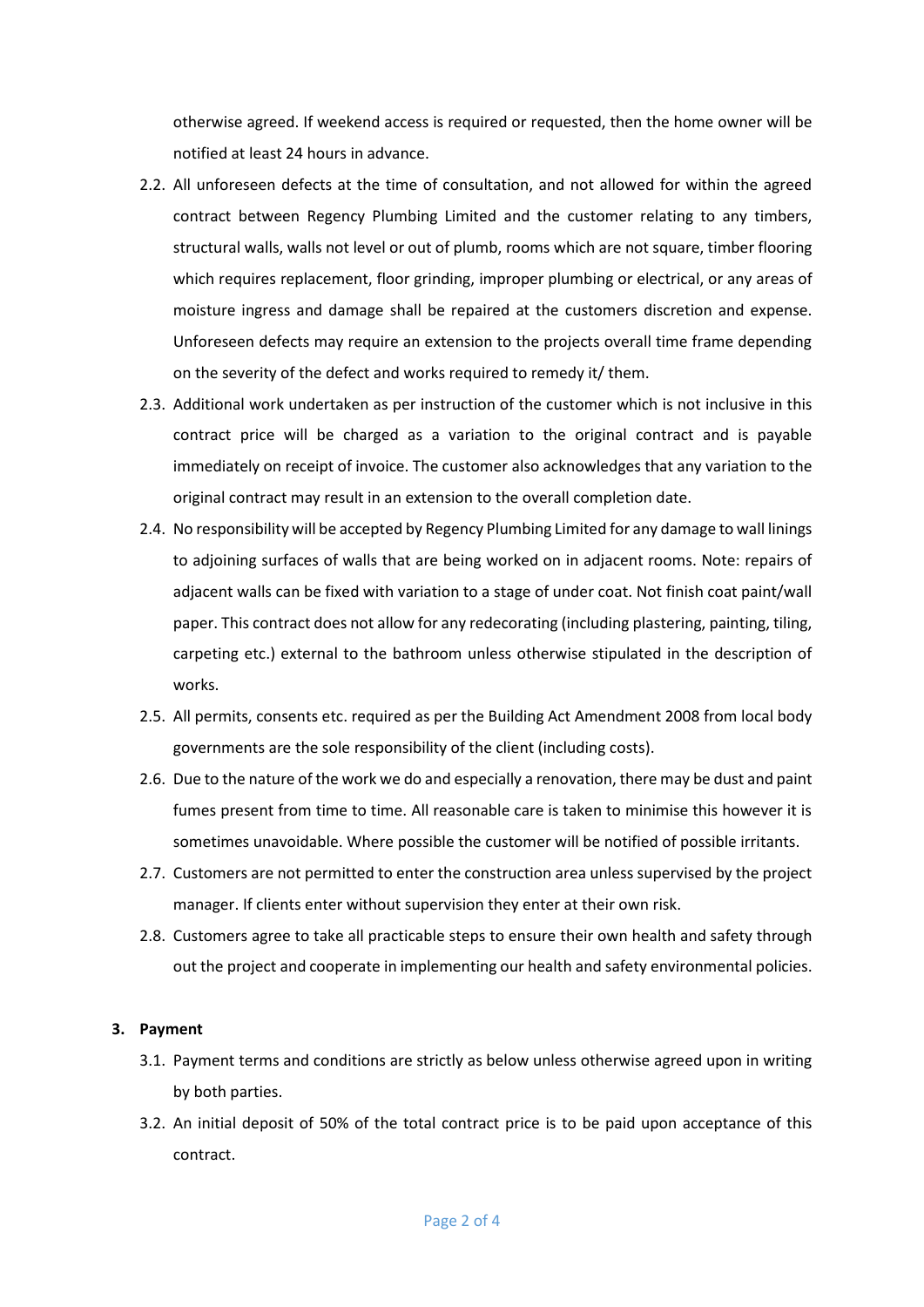otherwise agreed. If weekend access is required or requested, then the home owner will be notified at least 24 hours in advance.

2.2. All unforeseen defects at the time of consultation, and not allowed for within the agreed contract between Regency Plumbing Limited and the customer relating to any timbers, structural walls, walls not level or out of plumb, rooms which are not square, timber flooring which requires replacement, floor grinding, improper plumbing or electrical, or any areas of moisture ingress and damage shall be repaired at the customers discretion and expense. Unforeseen defects may require an extension to the projects overall time frame depending on the severity of the defect and works required to remedy it/ them.

2.3. Additional work undertaken as per instruction of the customer which is not inclusive in this contract price will be charged as a variation to the original contract and is payable immediately on receipt of invoice. The customer also acknowledges that any variation to the original contract may result in an extension to the overall completion date.

2.4. No responsibility will be accepted by Regency Plumbing Limited for any damage to wall linings to adjoining surfaces of walls that are being worked on in adjacent rooms. Note: repairs of adjacent walls can be fixed with variation to a stage of under coat. Not finish coat paint/wall paper. This contract does not allow for any redecorating (including plastering, painting, tiling, carpeting etc.) external to the bathroom unless otherwise stipulated in the description of works.

2.5. All permits, consents etc. required as per the Building Act Amendment 2008 from local body governments are the sole responsibility of the client (including costs).

2.6. Due to the nature of the work we do and especially a renovation, there may be dust and paint fumes present from time to time. All reasonable care is taken to minimise this however it is sometimes unavoidable. Where possible the customer will be notified of possible irritants.

2.7. Customers are not permitted to enter the construction area unless supervised by the project manager. If clients enter without supervision they enter at their own risk.

2.8. Customers agree to take all practicable steps to ensure their own health and safety through out the project and cooperate in implementing our health and safety environmental policies.

## 3. Payment

3.1. Payment terms and conditions are strictly as below unless otherwise agreed upon in writing by both parties.

3.2. An initial deposit of 50% of the total contract price is to be paid upon acceptance of this contract.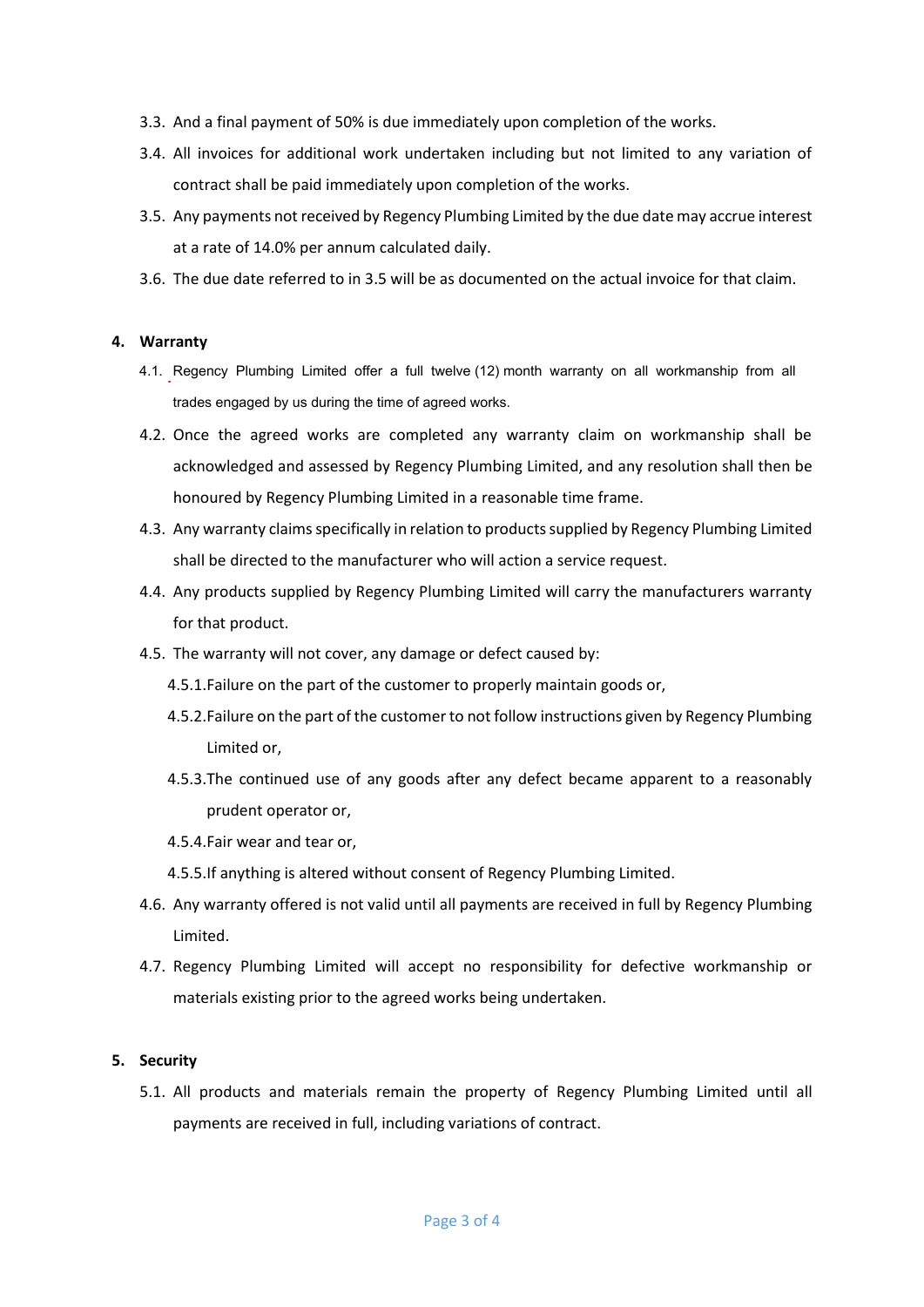3.3. And a final payment of 50% is due immediately upon completion of the works.

3.4. All invoices for additional work undertaken including but not limited to any variation of contract shall be paid immediately upon completion of the works.

3.5. Any payments not received by Regency Plumbing Limited by the due date may accrue interest at a rate of 14.0% per annum calculated daily.

3.6. The due date referred to in 3.5 will be as documented on the actual invoice for that claim.

## 4. Warranty

4.1. Regency Plumbing Limited offer a full twelve (12) month warranty on all workmanship from all trades engaged by us during the time of agreed works.

4.2. Once the agreed works are completed any warranty claim on workmanship shall be acknowledged and assessed by Regency Plumbing Limited, and any resolution shall then be honoured by Regency Plumbing Limited in a reasonable time frame.

4.3. Any warranty claims specifically in relation to products supplied by Regency Plumbing Limited shall be directed to the manufacturer who will action a service request.

4.4. Any products supplied by Regency Plumbing Limited will carry the manufacturers warranty for that product.

4.5. The warranty will not cover, any damage or defect caused by:

- 4.5.1. Failure on the part of the customer to properly maintain goods or,
- 4.5.2. Failure on the part of the customer to not follow instructions given by Regency Plumbing Limited or,
- 4.5.3. The continued use of any goods after any defect became apparent to a reasonably prudent operator or,
- 4.5.4. Fair wear and tear or,
- 4.5.5. If anything is altered without consent of Regency Plumbing Limited.

4.6. Any warranty offered is not valid until all payments are received in full by Regency Plumbing Limited.

4.7. Regency Plumbing Limited will accept no responsibility for defective workmanship or materials existing prior to the agreed works being undertaken.

## 5. Security

5.1. All products and materials remain the property of Regency Plumbing Limited until all payments are received in full, including variations of contract.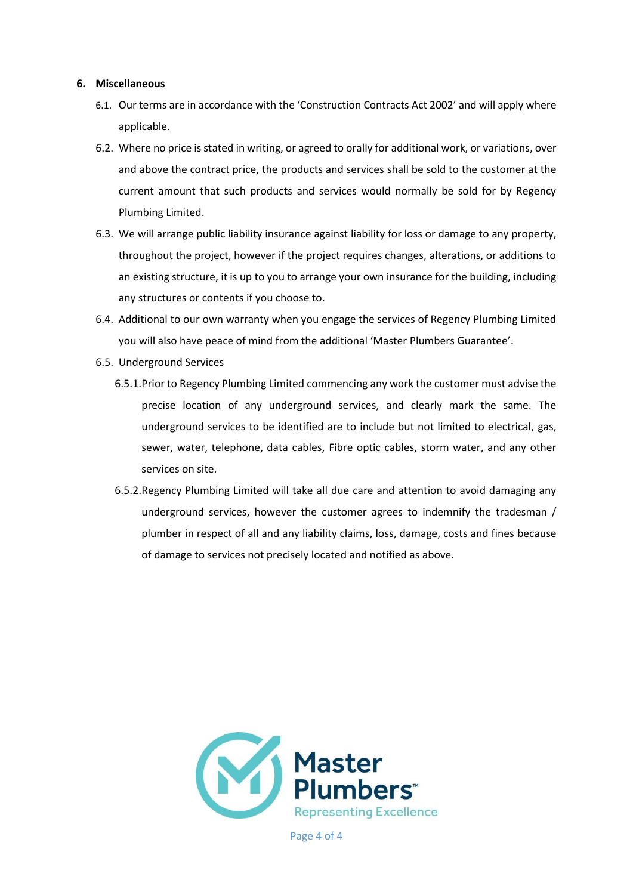## 6. Miscellaneous

6.1. Our terms are in accordance with the 'Construction Contracts Act 2002' and will apply where applicable.

6.2. Where no price is stated in writing, or agreed to orally for additional work, or variations, over and above the contract price, the products and services shall be sold to the customer at the current amount that such products and services would normally be sold for by Regency Plumbing Limited.

6.3. We will arrange public liability insurance against liability for loss or damage to any property, throughout the project, however if the project requires changes, alterations, or additions to an existing structure, it is up to you to arrange your own insurance for the building, including any structures or contents if you choose to.

6.4. Additional to our own warranty when you engage the services of Regency Plumbing Limited you will also have peace of mind from the additional 'Master Plumbers Guarantee'.

6.5. Underground Services

6.5.1. Prior to Regency Plumbing Limited commencing any work the customer must advise the precise location of any underground services, and clearly mark the same. The underground services to be identified are to include but not limited to electrical, gas, sewer, water, telephone, data cables, Fibre optic cables, storm water, and any other services on site.

6.5.2. Regency Plumbing Limited will take all due care and attention to avoid damaging any underground services, however the customer agrees to indemnify the tradesman / plumber in respect of all and any liability claims, loss, damage, costs and fines because of damage to services not precisely located and notified as above.

Master Plumbers™
Representing Excellence